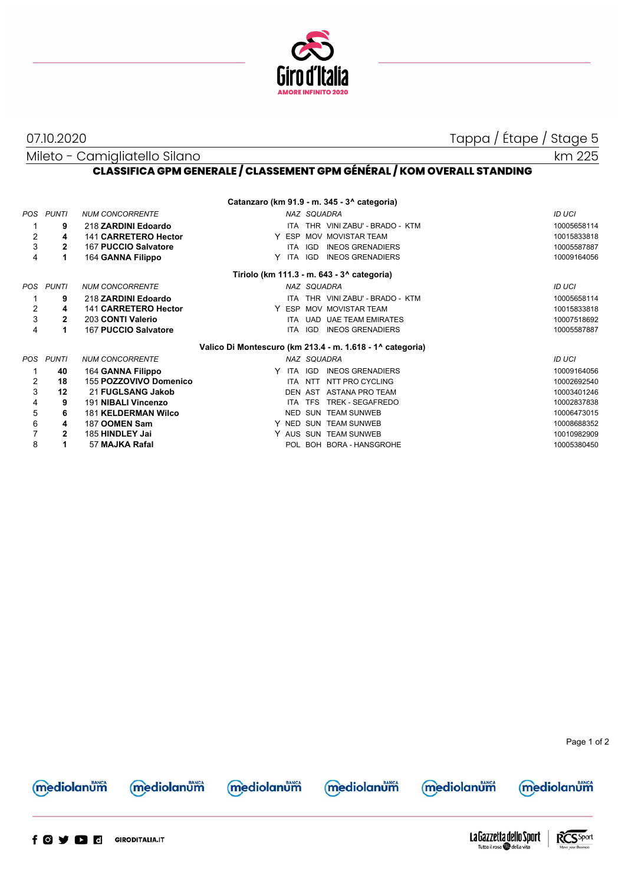07.10.2020 — Tappa / Étape / Stage 5

Mileto - Camigliatello Silano — km 225

## CLASSIFICA GPM GENERALE / CLASSEMENT GPM GÉNÉRAL / KOM OVERALL STANDING

### Catanzaro (km 91.9 - m. 345 - 3^ categoria)

| POS | PUNTI | NUM CONCORRENTE | | NAZ | SQUADRA | | ID UCI |
|---|---|---|---|---|---|---|---|
| 1 | 9 | 218 **ZARDINI Edoardo** | | ITA | THR | VINI ZABU' - BRADO - KTM | 10005658114 |
| 2 | 4 | 141 **CARRETERO Hector** | Y | ESP | MOV | MOVISTAR TEAM | 10015833818 |
| 3 | 2 | 167 **PUCCIO Salvatore** | | ITA | IGD | INEOS GRENADIERS | 10005587887 |
| 4 | 1 | 164 **GANNA Filippo** | Y | ITA | IGD | INEOS GRENADIERS | 10009164056 |

### Tiriolo (km 111.3 - m. 643 - 3^ categoria)

| POS | PUNTI | NUM CONCORRENTE | | NAZ | SQUADRA | | ID UCI |
|---|---|---|---|---|---|---|---|
| 1 | 9 | 218 **ZARDINI Edoardo** | | ITA | THR | VINI ZABU' - BRADO - KTM | 10005658114 |
| 2 | 4 | 141 **CARRETERO Hector** | Y | ESP | MOV | MOVISTAR TEAM | 10015833818 |
| 3 | 2 | 203 **CONTI Valerio** | | ITA | UAD | UAE TEAM EMIRATES | 10007518692 |
| 4 | 1 | 167 **PUCCIO Salvatore** | | ITA | IGD | INEOS GRENADIERS | 10005587887 |

### Valico Di Montescuro (km 213.4 - m. 1.618 - 1^ categoria)

| POS | PUNTI | NUM CONCORRENTE | | NAZ | SQUADRA | | ID UCI |
|---|---|---|---|---|---|---|---|
| 1 | 40 | 164 **GANNA Filippo** | Y | ITA | IGD | INEOS GRENADIERS | 10009164056 |
| 2 | 18 | 155 **POZZOVIVO Domenico** | | ITA | NTT | NTT PRO CYCLING | 10002692540 |
| 3 | 12 | 21 **FUGLSANG Jakob** | | DEN | AST | ASTANA PRO TEAM | 10003401246 |
| 4 | 9 | 191 **NIBALI Vincenzo** | | ITA | TFS | TREK - SEGAFREDO | 10002837838 |
| 5 | 6 | 181 **KELDERMAN Wilco** | | NED | SUN | TEAM SUNWEB | 10006473015 |
| 6 | 4 | 187 **OOMEN Sam** | Y | NED | SUN | TEAM SUNWEB | 10008688352 |
| 7 | 2 | 185 **HINDLEY Jai** | Y | AUS | SUN | TEAM SUNWEB | 10010982909 |
| 8 | 1 | 57 **MAJKA Rafal** | | POL | BOH | BORA - HANSGROHE | 10005380450 |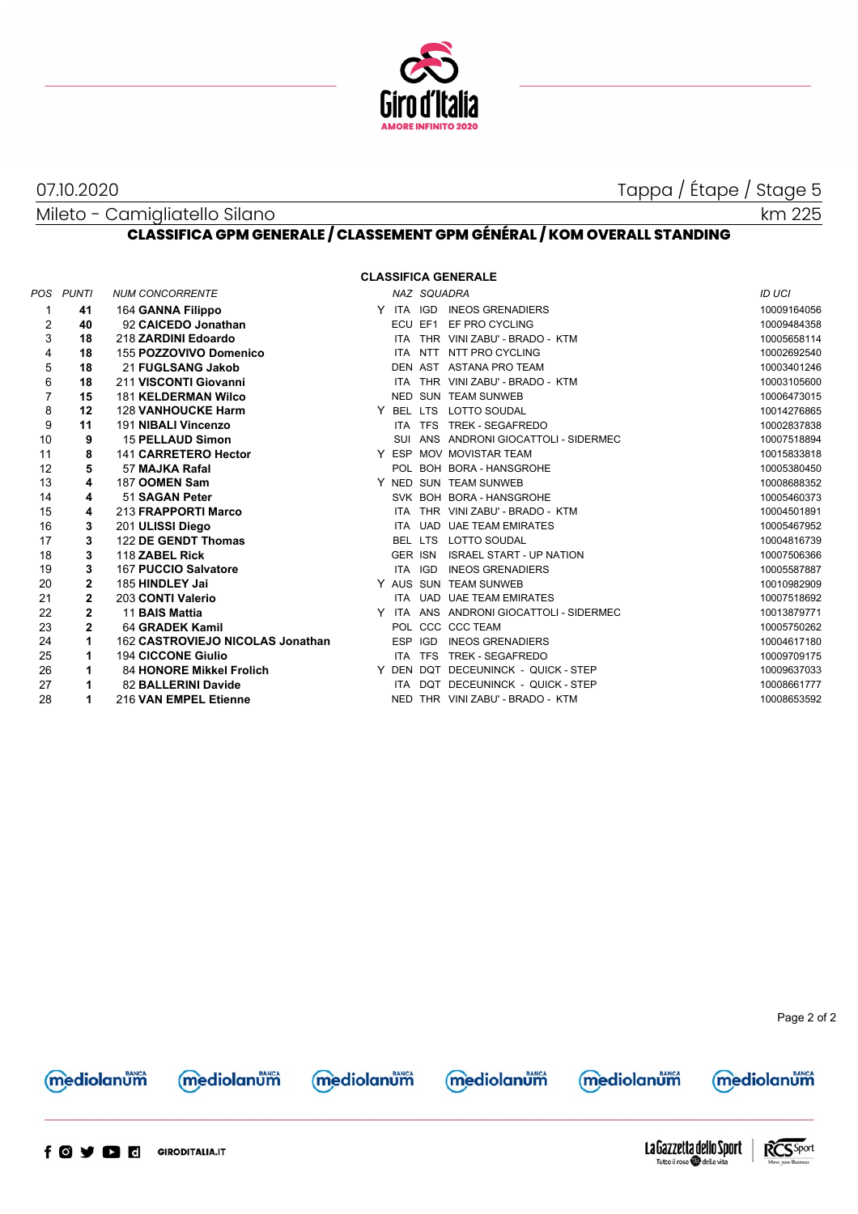07.10.2020

Tappa / Étape / Stage 5

Mileto - Camigliatello Silano

km 225

## CLASSIFICA GPM GENERALE / CLASSEMENT GPM GÉNÉRAL / KOM OVERALL STANDING

### CLASSIFICA GENERALE

| POS | PUNTI | NUM | CONCORRENTE | | NAZ | SQUADRA | | ID UCI |
|---|---|---|---|---|---|---|---|---|
| 1 | **41** | 164 | **GANNA Filippo** | Y | ITA | IGD | INEOS GRENADIERS | 10009164056 |
| 2 | **40** | 92 | **CAICEDO Jonathan** | | ECU | EF1 | EF PRO CYCLING | 10009484358 |
| 3 | **18** | 218 | **ZARDINI Edoardo** | | ITA | THR | VINI ZABU' - BRADO - KTM | 10005658114 |
| 4 | **18** | 155 | **POZZOVIVO Domenico** | | ITA | NTT | NTT PRO CYCLING | 10002692540 |
| 5 | **18** | 21 | **FUGLSANG Jakob** | | DEN | AST | ASTANA PRO TEAM | 10003401246 |
| 6 | **18** | 211 | **VISCONTI Giovanni** | | ITA | THR | VINI ZABU' - BRADO - KTM | 10003105600 |
| 7 | **15** | 181 | **KELDERMAN Wilco** | | NED | SUN | TEAM SUNWEB | 10006473015 |
| 8 | **12** | 128 | **VANHOUCKE Harm** | Y | BEL | LTS | LOTTO SOUDAL | 10014276865 |
| 9 | **11** | 191 | **NIBALI Vincenzo** | | ITA | TFS | TREK - SEGAFREDO | 10002837838 |
| 10 | **9** | 15 | **PELLAUD Simon** | | SUI | ANS | ANDRONI GIOCATTOLI - SIDERMEC | 10007518894 |
| 11 | **8** | 141 | **CARRETERO Hector** | Y | ESP | MOV | MOVISTAR TEAM | 10015833818 |
| 12 | **5** | 57 | **MAJKA Rafal** | | POL | BOH | BORA - HANSGROHE | 10005380450 |
| 13 | **4** | 187 | **OOMEN Sam** | Y | NED | SUN | TEAM SUNWEB | 10008688352 |
| 14 | **4** | 51 | **SAGAN Peter** | | SVK | BOH | BORA - HANSGROHE | 10005460373 |
| 15 | **4** | 213 | **FRAPPORTI Marco** | | ITA | THR | VINI ZABU' - BRADO - KTM | 10004501891 |
| 16 | **3** | 201 | **ULISSI Diego** | | ITA | UAD | UAE TEAM EMIRATES | 10005467952 |
| 17 | **3** | 122 | **DE GENDT Thomas** | | BEL | LTS | LOTTO SOUDAL | 10004816739 |
| 18 | **3** | 118 | **ZABEL Rick** | | GER | ISN | ISRAEL START - UP NATION | 10007506366 |
| 19 | **3** | 167 | **PUCCIO Salvatore** | | ITA | IGD | INEOS GRENADIERS | 10005587887 |
| 20 | **2** | 185 | **HINDLEY Jai** | Y | AUS | SUN | TEAM SUNWEB | 10010982909 |
| 21 | **2** | 203 | **CONTI Valerio** | | ITA | UAD | UAE TEAM EMIRATES | 10007518692 |
| 22 | **2** | 11 | **BAIS Mattia** | Y | ITA | ANS | ANDRONI GIOCATTOLI - SIDERMEC | 10013879771 |
| 23 | **2** | 64 | **GRADEK Kamil** | | POL | CCC | CCC TEAM | 10005750262 |
| 24 | **1** | 162 | **CASTROVIEJO NICOLAS Jonathan** | | ESP | IGD | INEOS GRENADIERS | 10004617180 |
| 25 | **1** | 194 | **CICCONE Giulio** | | ITA | TFS | TREK - SEGAFREDO | 10009709175 |
| 26 | **1** | 84 | **HONORE Mikkel Frolich** | Y | DEN | DQT | DECEUNINCK - QUICK - STEP | 10009637033 |
| 27 | **1** | 82 | **BALLERINI Davide** | | ITA | DQT | DECEUNINCK - QUICK - STEP | 10008661777 |
| 28 | **1** | 216 | **VAN EMPEL Etienne** | | NED | THR | VINI ZABU' - BRADO - KTM | 10008653592 |